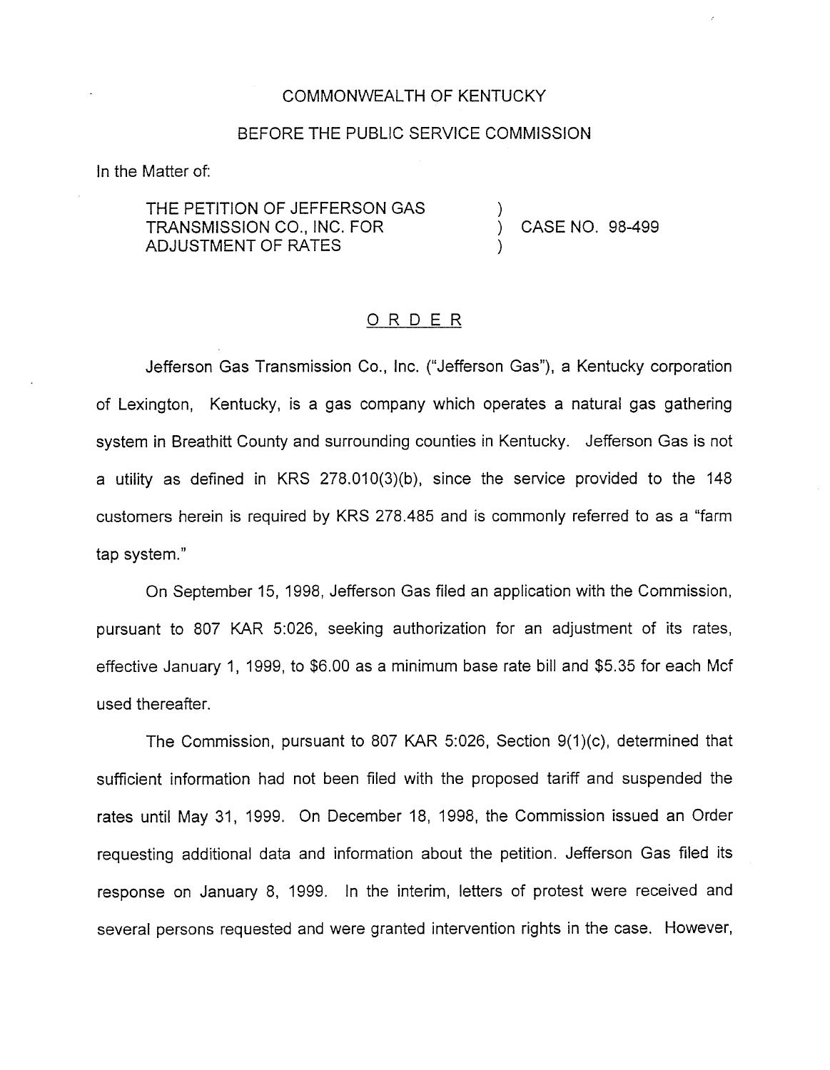COMMONWEALTH OF KENTUCKY

BEFORE THE PUBLIC SERVICE COMMISSION

In the Matter of:

THE PETITION OF JEFFERSON GAS TRANSMISSION CO., INC. FOR ADJUSTMENT OF RATES ) CASE NO. 98-499

## ORDER

Jefferson Gas Transmission Co., Inc. ("Jefferson Gas"), a Kentucky corporation of Lexington, Kentucky, is a gas company which operates a natural gas gathering system in Breathitt County and surrounding counties in Kentucky. Jefferson Gas is not a utility as defined in KRS 278.010(3)(b), since the service provided to the 148 customers herein is required by KRS 278.485 and is commonly referred to as a "farm tap system."

On September 15, 1998, Jefferson Gas filed an application with the Commission, pursuant to 807 KAR 5:026, seeking authorization for an adjustment of its rates, effective January 1, 1999, to $6.00 as a minimum base rate bill and $5.35 for each Mcf used thereafter.

The Commission, pursuant to 807 KAR 5:026, Section 9(1)(c), determined that sufficient information had not been filed with the proposed tariff and suspended the rates until May 31, 1999. On December 18, 1998, the Commission issued an Order requesting additional data and information about the petition. Jefferson Gas filed its response on January 8, 1999. In the interim, letters of protest were received and several persons requested and were granted intervention rights in the case. However,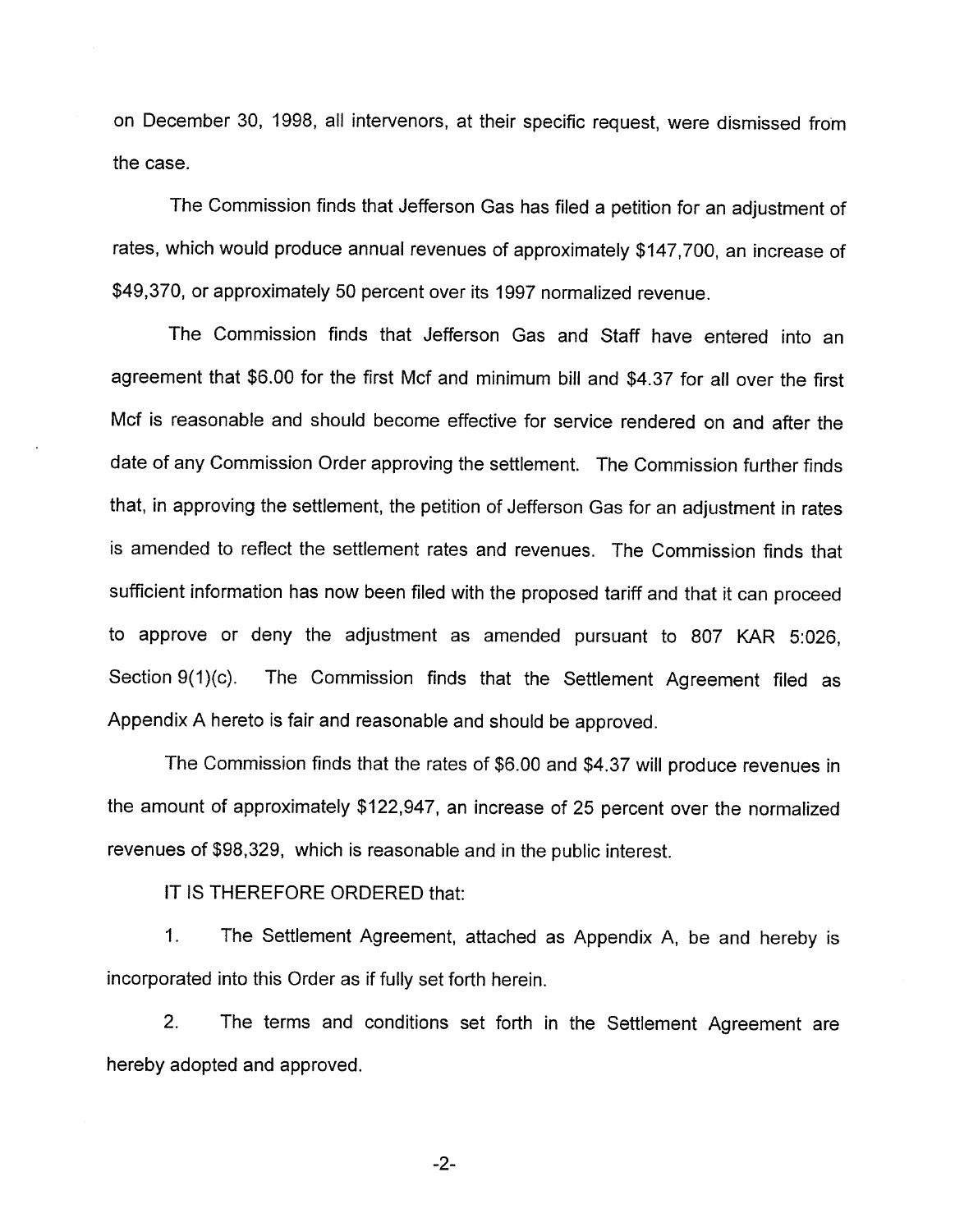on December 30, 1998, all intervenors, at their specific request, were dismissed from the case.

The Commission finds that Jefferson Gas has filed a petition for an adjustment of rates, which would produce annual revenues of approximately $147,700, an increase of $49,370, or approximately 50 percent over its 1997 normalized revenue.

The Commission finds that Jefferson Gas and Staff have entered into an agreement that $6.00 for the first Mcf and minimum bill and $4.37 for all over the first Mcf is reasonable and should become effective for service rendered on and after the date of any Commission Order approving the settlement. The Commission further finds that, in approving the settlement, the petition of Jefferson Gas for an adjustment in rates is amended to reflect the settlement rates and revenues. The Commission finds that sufficient information has now been filed with the proposed tariff and that it can proceed to approve or deny the adjustment as amended pursuant to 807 KAR 5:026, Section 9(1)(c). The Commission finds that the Settlement Agreement filed as Appendix A hereto is fair and reasonable and should be approved.

The Commission finds that the rates of $6.00 and $4.37 will produce revenues in the amount of approximately $122,947, an increase of 25 percent over the normalized revenues of $98,329, which is reasonable and in the public interest.

IT IS THEREFORE ORDERED that:

1. The Settlement Agreement, attached as Appendix A, be and hereby is incorporated into this Order as if fully set forth herein.

2. The terms and conditions set forth in the Settlement Agreement are hereby adopted and approved.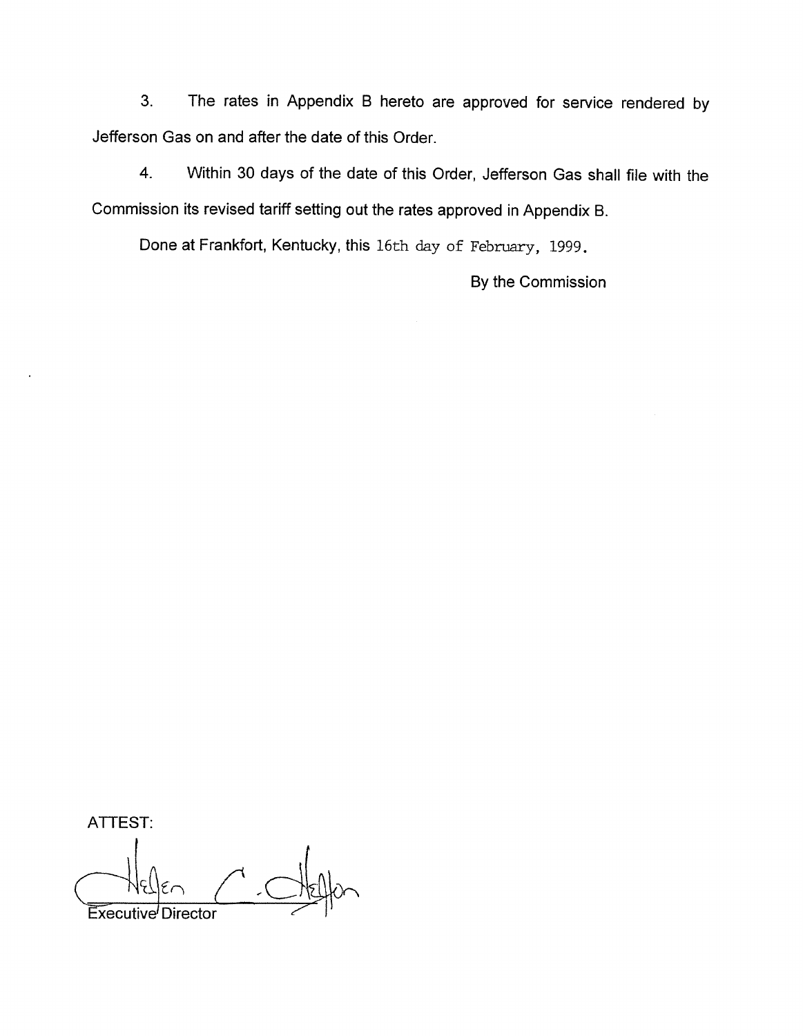3. The rates in Appendix B hereto are approved for service rendered by Jefferson Gas on and after the date of this Order.

4. Within 30 days of the date of this Order, Jefferson Gas shall file with the Commission its revised tariff setting out the rates approved in Appendix B.

Done at Frankfort, Kentucky, this 16th day of February, 1999.

By the Commission

ATTEST:

Executive Director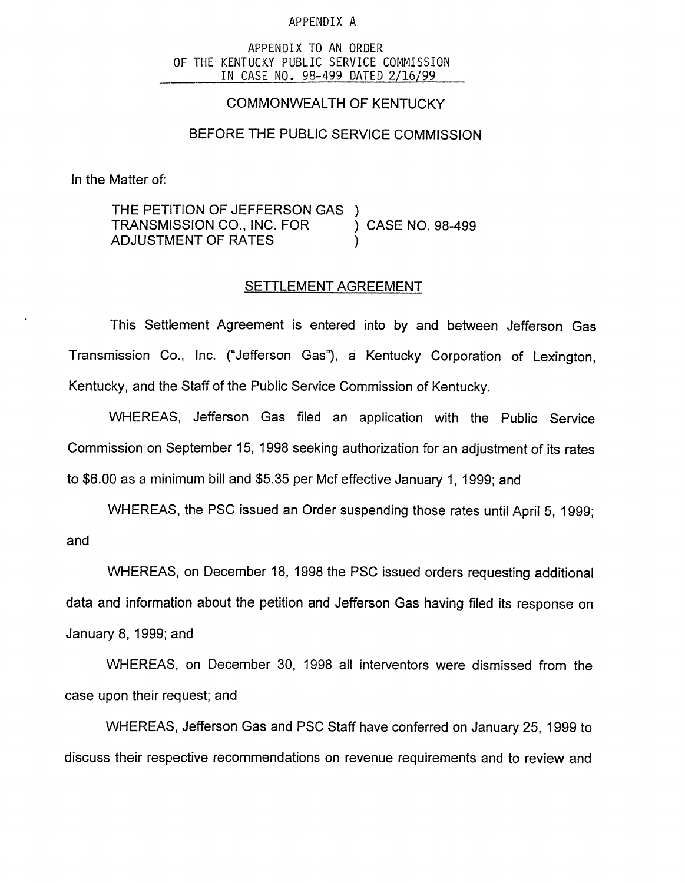APPENDIX A

APPENDIX TO AN ORDER
OF THE KENTUCKY PUBLIC SERVICE COMMISSION
IN CASE NO. 98-499 DATED 2/16/99

COMMONWEALTH OF KENTUCKY

BEFORE THE PUBLIC SERVICE COMMISSION

In the Matter of:

THE PETITION OF JEFFERSON GAS )
TRANSMISSION CO., INC. FOR ) CASE NO. 98-499
ADJUSTMENT OF RATES )

SETTLEMENT AGREEMENT

This Settlement Agreement is entered into by and between Jefferson Gas Transmission Co., Inc. ("Jefferson Gas"), a Kentucky Corporation of Lexington, Kentucky, and the Staff of the Public Service Commission of Kentucky.

WHEREAS, Jefferson Gas filed an application with the Public Service Commission on September 15, 1998 seeking authorization for an adjustment of its rates to $6.00 as a minimum bill and $5.35 per Mcf effective January 1, 1999; and

WHEREAS, the PSC issued an Order suspending those rates until April 5, 1999; and

WHEREAS, on December 18, 1998 the PSC issued orders requesting additional data and information about the petition and Jefferson Gas having filed its response on January 8, 1999; and

WHEREAS, on December 30, 1998 all interventors were dismissed from the case upon their request; and

WHEREAS, Jefferson Gas and PSC Staff have conferred on January 25, 1999 to discuss their respective recommendations on revenue requirements and to review and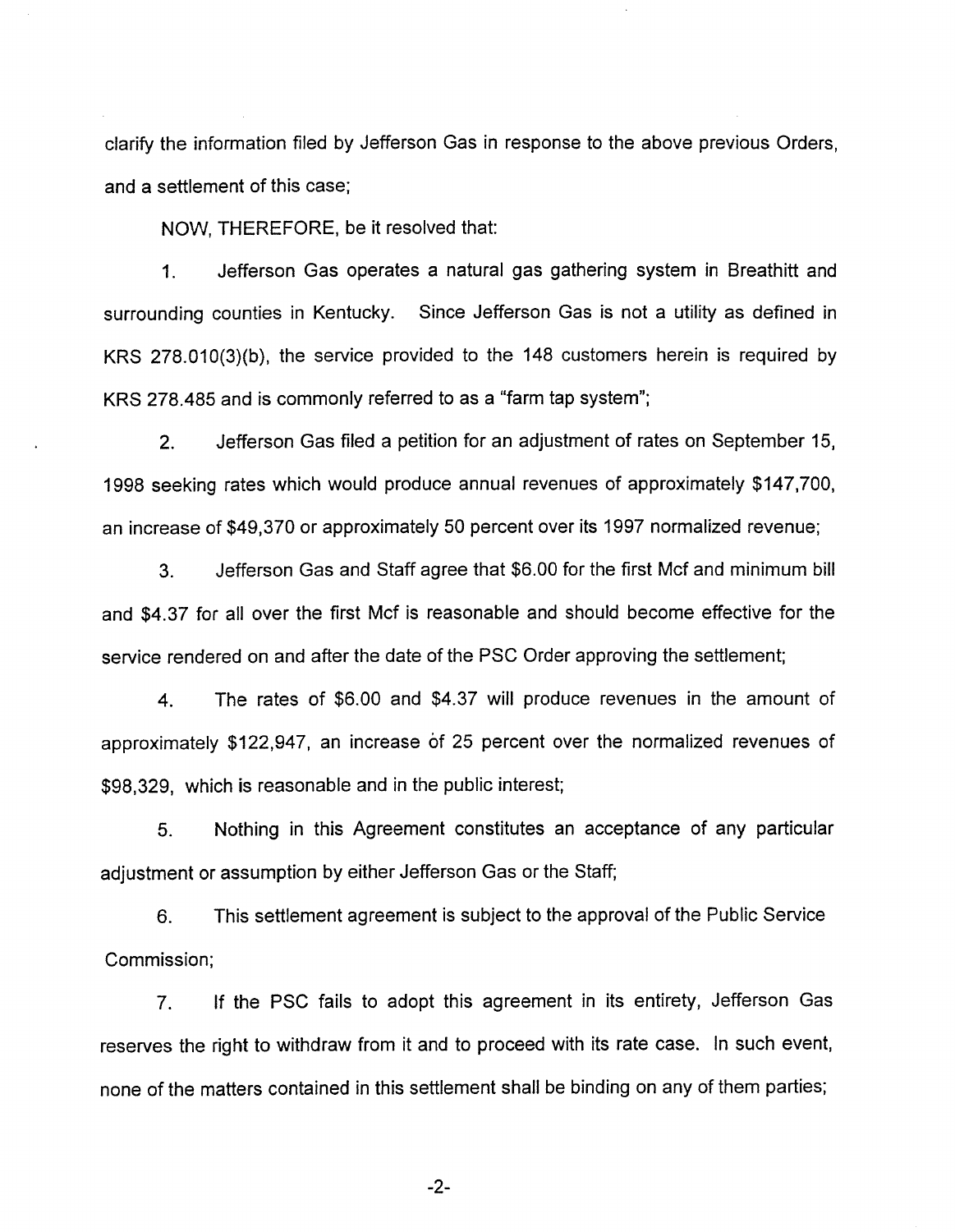clarify the information filed by Jefferson Gas in response to the above previous Orders, and a settlement of this case;

NOW, THEREFORE, be it resolved that:

1. Jefferson Gas operates a natural gas gathering system in Breathitt and surrounding counties in Kentucky. Since Jefferson Gas is not a utility as defined in KRS 278.010(3)(b), the service provided to the 148 customers herein is required by KRS 278.485 and is commonly referred to as a "farm tap system";

2. Jefferson Gas filed a petition for an adjustment of rates on September 15, 1998 seeking rates which would produce annual revenues of approximately $147,700, an increase of $49,370 or approximately 50 percent over its 1997 normalized revenue;

3. Jefferson Gas and Staff agree that $6.00 for the first Mcf and minimum bill and $4.37 for all over the first Mcf is reasonable and should become effective for the service rendered on and after the date of the PSC Order approving the settlement;

4. The rates of $6.00 and $4.37 will produce revenues in the amount of approximately $122,947, an increase of 25 percent over the normalized revenues of $98,329, which is reasonable and in the public interest;

5. Nothing in this Agreement constitutes an acceptance of any particular adjustment or assumption by either Jefferson Gas or the Staff;

6. This settlement agreement is subject to the approval of the Public Service Commission;

7. If the PSC fails to adopt this agreement in its entirety, Jefferson Gas reserves the right to withdraw from it and to proceed with its rate case. In such event, none of the matters contained in this settlement shall be binding on any of them parties;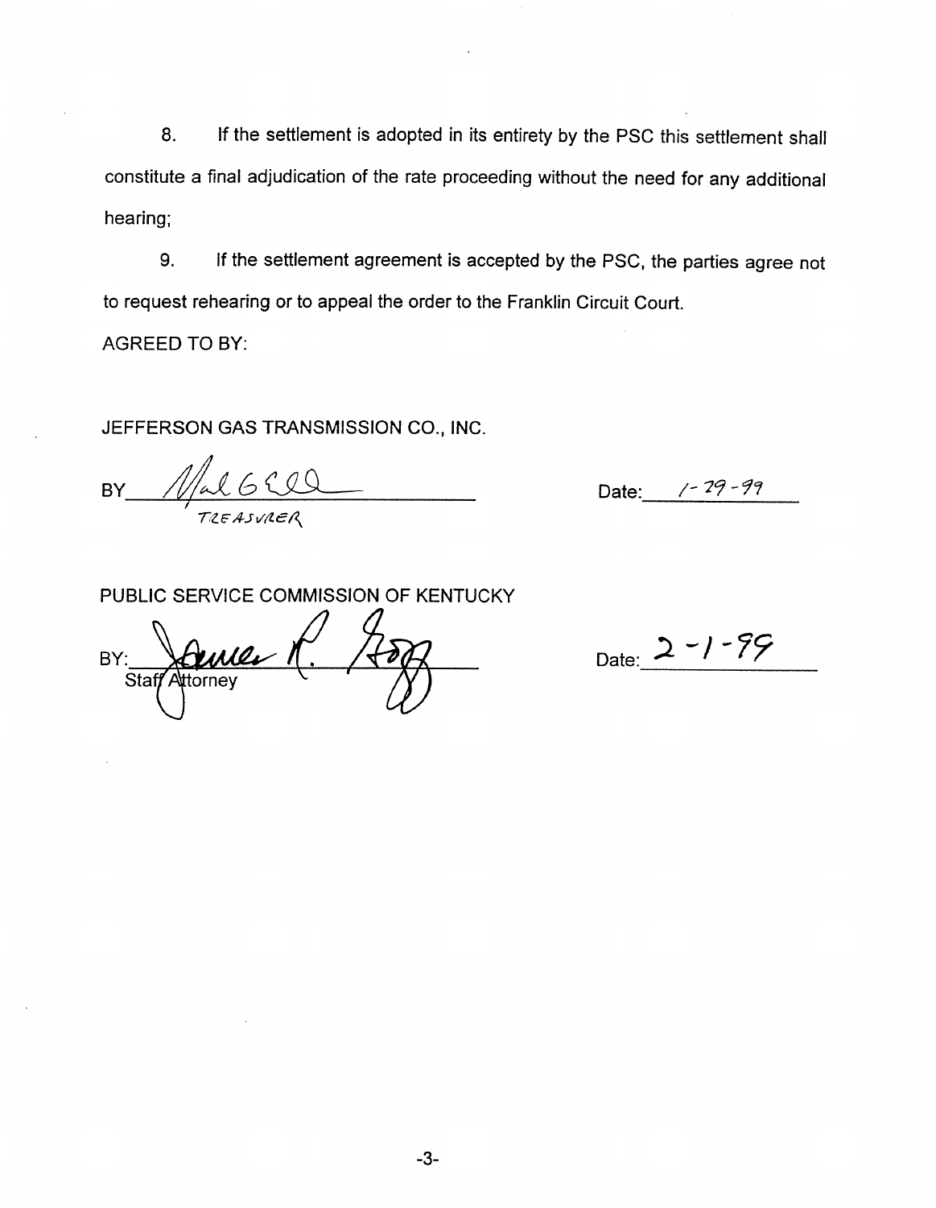8. If the settlement is adopted in its entirety by the PSC this settlement shall constitute a final adjudication of the rate proceeding without the need for any additional hearing;

9. If the settlement agreement is accepted by the PSC, the parties agree not to request rehearing or to appeal the order to the Franklin Circuit Court.

AGREED TO BY:

JEFFERSON GAS TRANSMISSION CO., INC.

BY ______________________ Date: 1-29-99
TREASURER

PUBLIC SERVICE COMMISSION OF KENTUCKY

BY: ______________________ Date: 2-1-99
Staff Attorney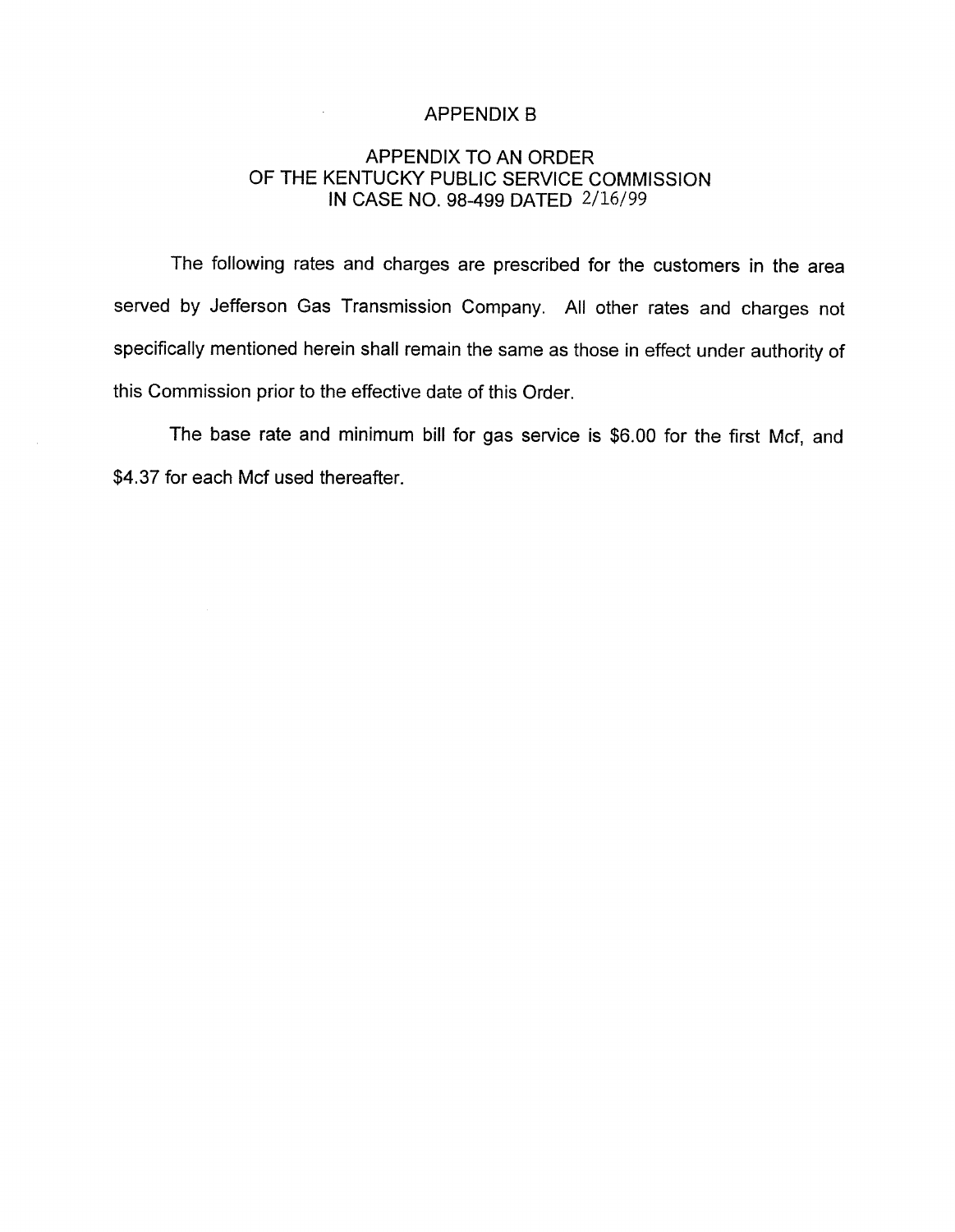# APPENDIX B

## APPENDIX TO AN ORDER OF THE KENTUCKY PUBLIC SERVICE COMMISSION IN CASE NO. 98-499 DATED 2/16/99

The following rates and charges are prescribed for the customers in the area served by Jefferson Gas Transmission Company. All other rates and charges not specifically mentioned herein shall remain the same as those in effect under authority of this Commission prior to the effective date of this Order.

The base rate and minimum bill for gas service is $6.00 for the first Mcf, and $4.37 for each Mcf used thereafter.